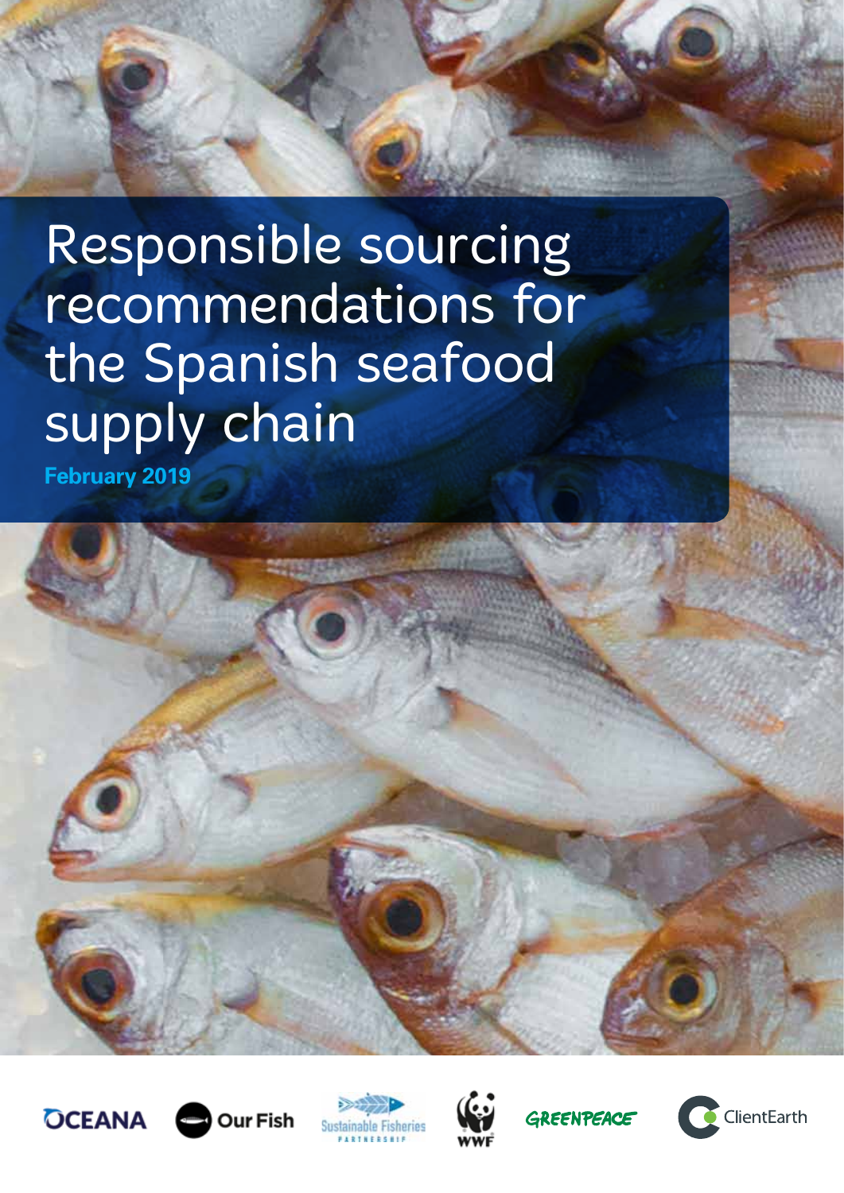# Responsible sourcing recommendations for the Spanish seafood supply chain

**February 2019**

OCEANA | Our Fish | Sustainable Fisheries Partnership | WWF | GREENPEACE | ClientEarth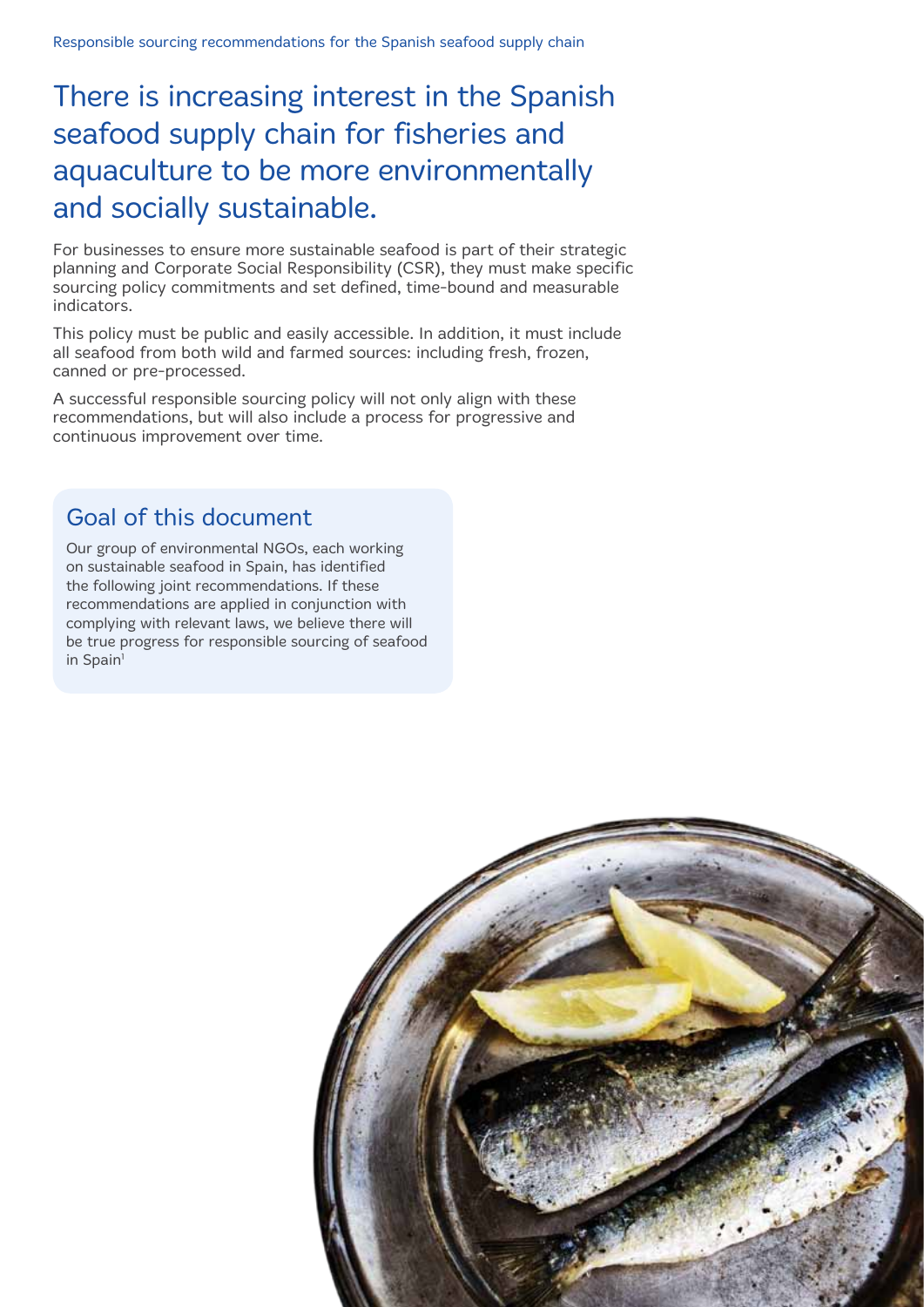# There is increasing interest in the Spanish seafood supply chain for fisheries and aquaculture to be more environmentally and socially sustainable.

For businesses to ensure more sustainable seafood is part of their strategic planning and Corporate Social Responsibility (CSR), they must make specific sourcing policy commitments and set defined, time-bound and measurable indicators.

This policy must be public and easily accessible. In addition, it must include all seafood from both wild and farmed sources: including fresh, frozen, canned or pre-processed.

A successful responsible sourcing policy will not only align with these recommendations, but will also include a process for progressive and continuous improvement over time.

## Goal of this document

Our group of environmental NGOs, each working on sustainable seafood in Spain, has identified the following joint recommendations. If these recommendations are applied in conjunction with complying with relevant laws, we believe there will be true progress for responsible sourcing of seafood in Spain[1]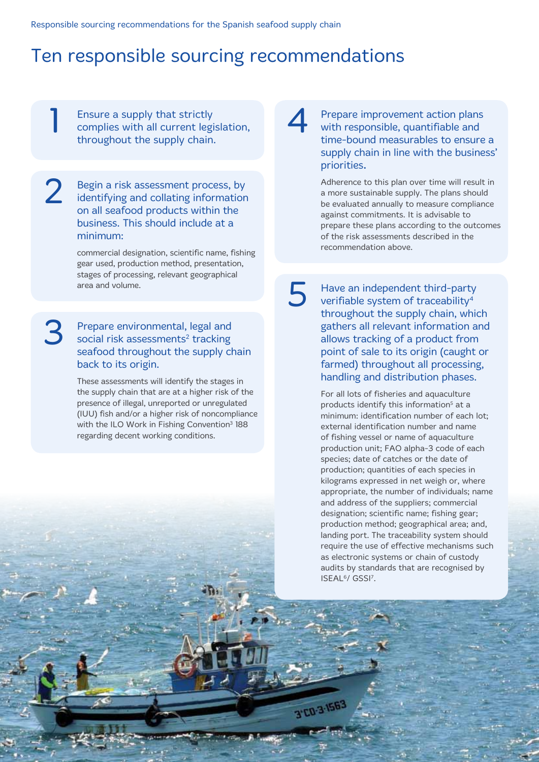# Ten responsible sourcing recommendations

**1** Ensure a supply that strictly complies with all current legislation, throughout the supply chain.

**2** Begin a risk assessment process, by identifying and collating information on all seafood products within the business. This should include at a minimum:

commercial designation, scientific name, fishing gear used, production method, presentation, stages of processing, relevant geographical area and volume.

**3** Prepare environmental, legal and social risk assessments[2] tracking seafood throughout the supply chain back to its origin.

These assessments will identify the stages in the supply chain that are at a higher risk of the presence of illegal, unreported or unregulated (IUU) fish and/or a higher risk of noncompliance with the ILO Work in Fishing Convention[3] 188 regarding decent working conditions.

**4** Prepare improvement action plans with responsible, quantifiable and time-bound measurables to ensure a supply chain in line with the business' priorities.

Adherence to this plan over time will result in a more sustainable supply. The plans should be evaluated annually to measure compliance against commitments. It is advisable to prepare these plans according to the outcomes of the risk assessments described in the recommendation above.

**5** Have an independent third-party verifiable system of traceability[4] throughout the supply chain, which gathers all relevant information and allows tracking of a product from point of sale to its origin (caught or farmed) throughout all processing, handling and distribution phases.

For all lots of fisheries and aquaculture products identify this information[5] at a minimum: identification number of each lot; external identification number and name of fishing vessel or name of aquaculture production unit; FAO alpha-3 code of each species; date of catches or the date of production; quantities of each species in kilograms expressed in net weigh or, where appropriate, the number of individuals; name and address of the suppliers; commercial designation; scientific name; fishing gear; production method; geographical area; and, landing port. The traceability system should require the use of effective mechanisms such as electronic systems or chain of custody audits by standards that are recognised by ISEAL[6]/ GSSI[7].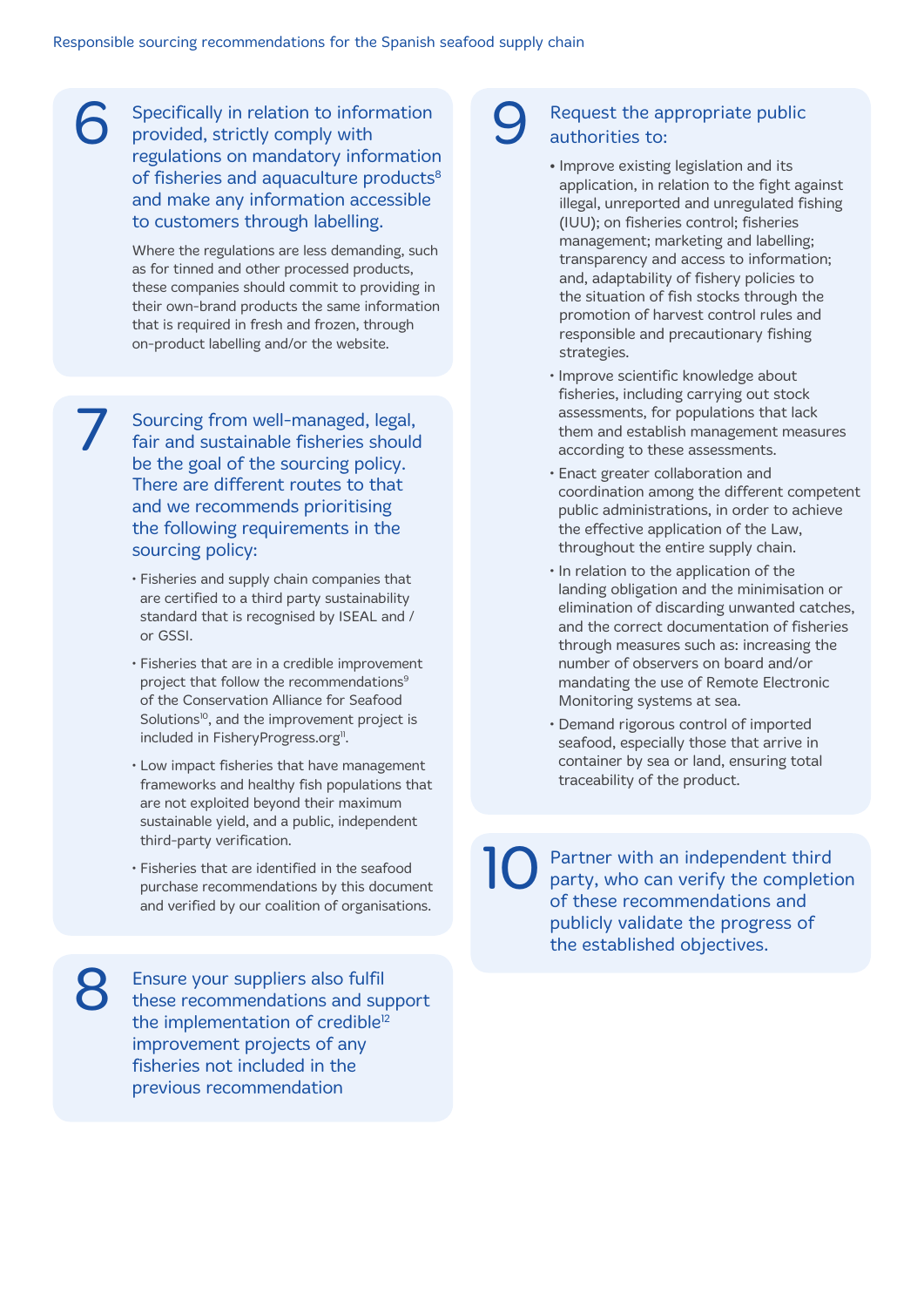## 6

Specifically in relation to information provided, strictly comply with regulations on mandatory information of fisheries and aquaculture products[8] and make any information accessible to customers through labelling.

Where the regulations are less demanding, such as for tinned and other processed products, these companies should commit to providing in their own-brand products the same information that is required in fresh and frozen, through on-product labelling and/or the website.

## 7

Sourcing from well-managed, legal, fair and sustainable fisheries should be the goal of the sourcing policy. There are different routes to that and we recommends prioritising the following requirements in the sourcing policy:

- Fisheries and supply chain companies that are certified to a third party sustainability standard that is recognised by ISEAL and / or GSSI.
- Fisheries that are in a credible improvement project that follow the recommendations[9] of the Conservation Alliance for Seafood Solutions[10], and the improvement project is included in FisheryProgress.org[11].
- Low impact fisheries that have management frameworks and healthy fish populations that are not exploited beyond their maximum sustainable yield, and a public, independent third-party verification.
- Fisheries that are identified in the seafood purchase recommendations by this document and verified by our coalition of organisations.

## 8

Ensure your suppliers also fulfil these recommendations and support the implementation of credible[12] improvement projects of any fisheries not included in the previous recommendation

## 9

Request the appropriate public authorities to:

- Improve existing legislation and its application, in relation to the fight against illegal, unreported and unregulated fishing (IUU); on fisheries control; fisheries management; marketing and labelling; transparency and access to information; and, adaptability of fishery policies to the situation of fish stocks through the promotion of harvest control rules and responsible and precautionary fishing strategies.
- Improve scientific knowledge about fisheries, including carrying out stock assessments, for populations that lack them and establish management measures according to these assessments.
- Enact greater collaboration and coordination among the different competent public administrations, in order to achieve the effective application of the Law, throughout the entire supply chain.
- In relation to the application of the landing obligation and the minimisation or elimination of discarding unwanted catches, and the correct documentation of fisheries through measures such as: increasing the number of observers on board and/or mandating the use of Remote Electronic Monitoring systems at sea.
- Demand rigorous control of imported seafood, especially those that arrive in container by sea or land, ensuring total traceability of the product.

## 10

Partner with an independent third party, who can verify the completion of these recommendations and publicly validate the progress of the established objectives.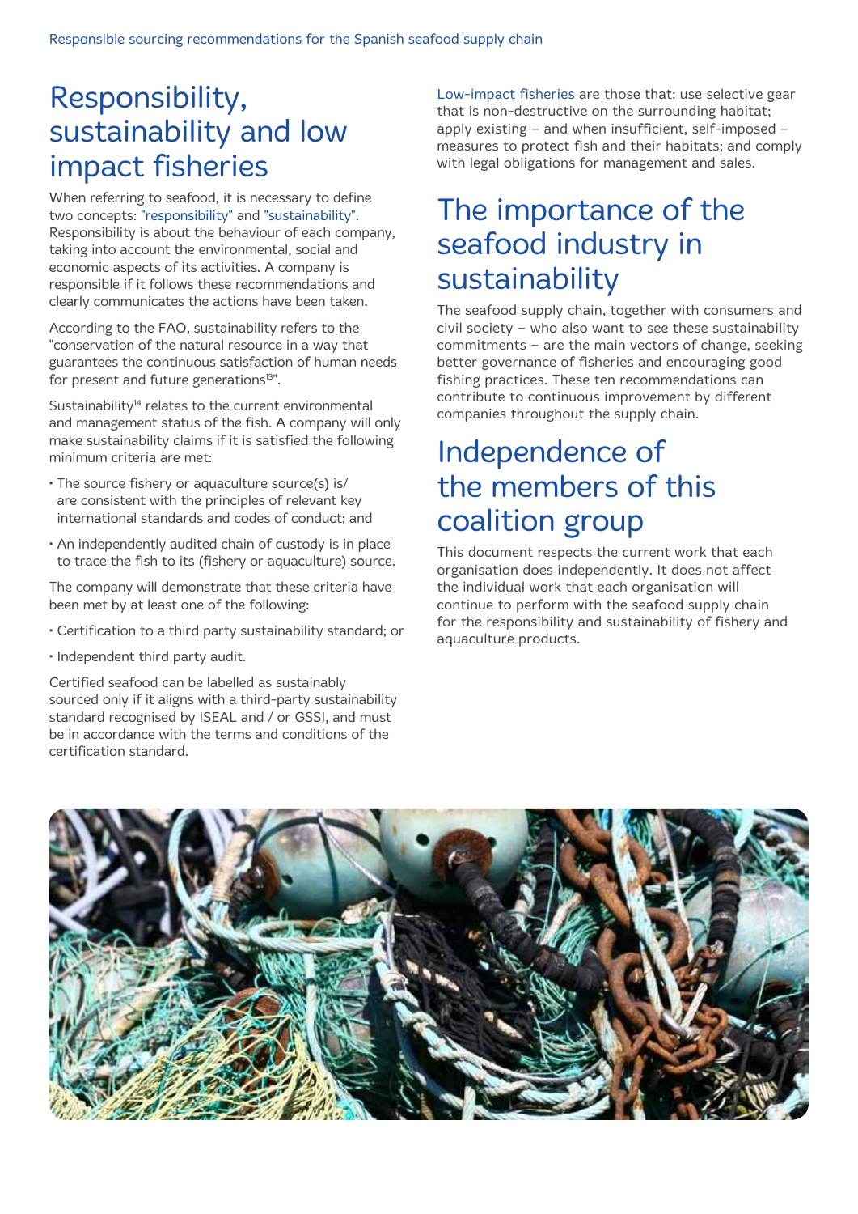# Responsibility, sustainability and low impact fisheries

When referring to seafood, it is necessary to define two concepts: "responsibility" and "sustainability". Responsibility is about the behaviour of each company, taking into account the environmental, social and economic aspects of its activities. A company is responsible if it follows these recommendations and clearly communicates the actions have been taken.

According to the FAO, sustainability refers to the "conservation of the natural resource in a way that guarantees the continuous satisfaction of human needs for present and future generations[13]".

Sustainability[14] relates to the current environmental and management status of the fish. A company will only make sustainability claims if it is satisfied the following minimum criteria are met:

- The source fishery or aquaculture source(s) is/are consistent with the principles of relevant key international standards and codes of conduct; and
- An independently audited chain of custody is in place to trace the fish to its (fishery or aquaculture) source.

The company will demonstrate that these criteria have been met by at least one of the following:

- Certification to a third party sustainability standard; or
- Independent third party audit.

Certified seafood can be labelled as sustainably sourced only if it aligns with a third-party sustainability standard recognised by ISEAL and / or GSSI, and must be in accordance with the terms and conditions of the certification standard.

Low-impact fisheries are those that: use selective gear that is non-destructive on the surrounding habitat; apply existing – and when insufficient, self-imposed – measures to protect fish and their habitats; and comply with legal obligations for management and sales.

# The importance of the seafood industry in sustainability

The seafood supply chain, together with consumers and civil society – who also want to see these sustainability commitments – are the main vectors of change, seeking better governance of fisheries and encouraging good fishing practices. These ten recommendations can contribute to continuous improvement by different companies throughout the supply chain.

# Independence of the members of this coalition group

This document respects the current work that each organisation does independently. It does not affect the individual work that each organisation will continue to perform with the seafood supply chain for the responsibility and sustainability of fishery and aquaculture products.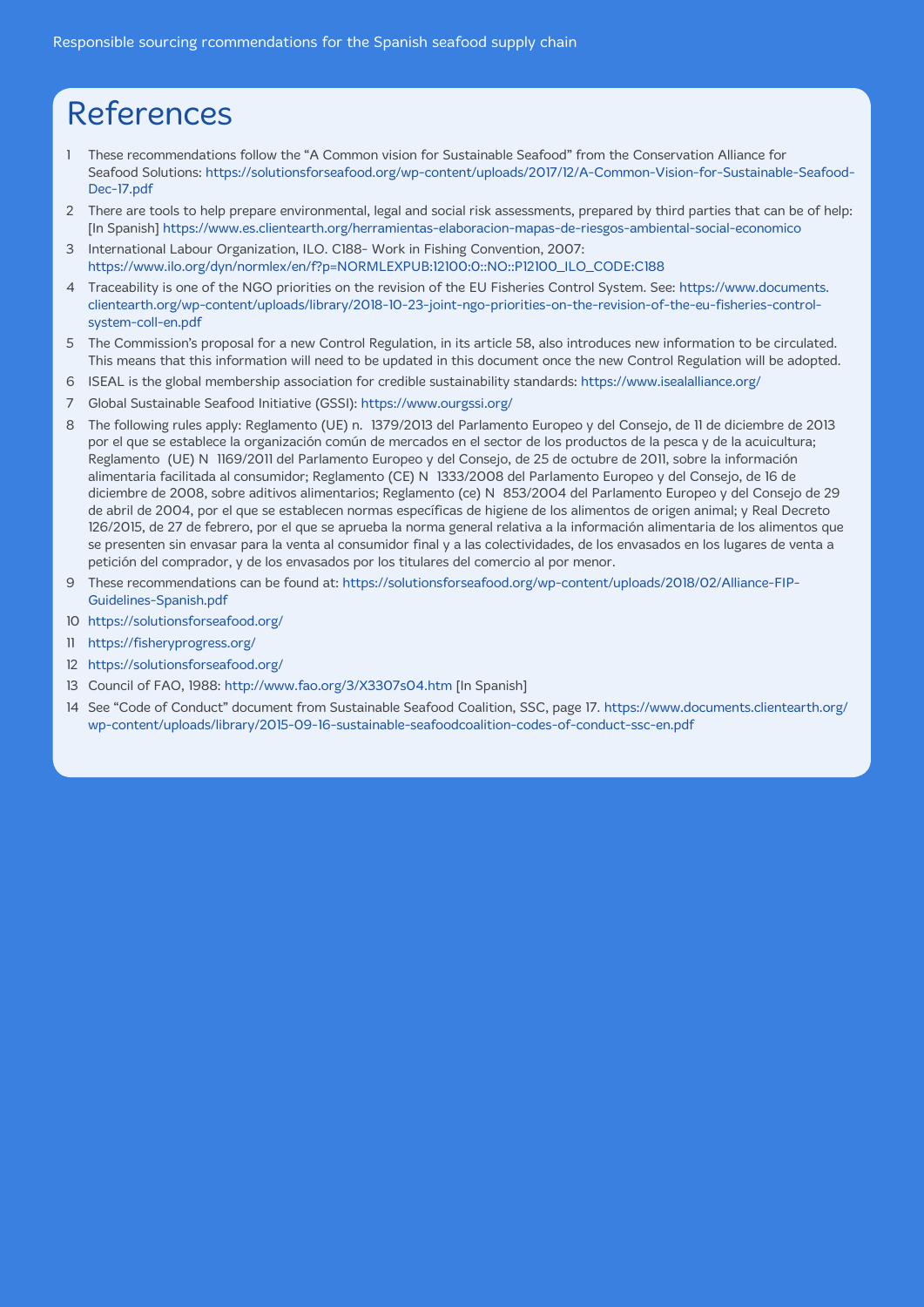# References

1. These recommendations follow the "A Common vision for Sustainable Seafood" from the Conservation Alliance for Seafood Solutions: https://solutionsforseafood.org/wp-content/uploads/2017/12/A-Common-Vision-for-Sustainable-Seafood-Dec-17.pdf
2. There are tools to help prepare environmental, legal and social risk assessments, prepared by third parties that can be of help: [In Spanish] https://www.es.clientearth.org/herramientas-elaboracion-mapas-de-riesgos-ambiental-social-economico
3. International Labour Organization, ILO. C188- Work in Fishing Convention, 2007: https://www.ilo.org/dyn/normlex/en/f?p=NORMLEXPUB:12100:0::NO::P12100_ILO_CODE:C188
4. Traceability is one of the NGO priorities on the revision of the EU Fisheries Control System. See: https://www.documents.clientearth.org/wp-content/uploads/library/2018-10-23-joint-ngo-priorities-on-the-revision-of-the-eu-fisheries-control-system-coll-en.pdf
5. The Commission's proposal for a new Control Regulation, in its article 58, also introduces new information to be circulated. This means that this information will need to be updated in this document once the new Control Regulation will be adopted.
6. ISEAL is the global membership association for credible sustainability standards: https://www.isealalliance.org/
7. Global Sustainable Seafood Initiative (GSSI): https://www.ourgssi.org/
8. The following rules apply: Reglamento (UE) n. 1379/2013 del Parlamento Europeo y del Consejo, de 11 de diciembre de 2013 por el que se establece la organización común de mercados en el sector de los productos de la pesca y de la acuicultura; Reglamento (UE) N 1169/2011 del Parlamento Europeo y del Consejo, de 25 de octubre de 2011, sobre la información alimentaria facilitada al consumidor; Reglamento (CE) N 1333/2008 del Parlamento Europeo y del Consejo, de 16 de diciembre de 2008, sobre aditivos alimentarios; Reglamento (ce) N 853/2004 del Parlamento Europeo y del Consejo de 29 de abril de 2004, por el que se establecen normas específicas de higiene de los alimentos de origen animal; y Real Decreto 126/2015, de 27 de febrero, por el que se aprueba la norma general relativa a la información alimentaria de los alimentos que se presenten sin envasar para la venta al consumidor final y a las colectividades, de los envasados en los lugares de venta a petición del comprador, y de los envasados por los titulares del comercio al por menor.
9. These recommendations can be found at: https://solutionsforseafood.org/wp-content/uploads/2018/02/Alliance-FIP-Guidelines-Spanish.pdf
10. https://solutionsforseafood.org/
11. https://fisheryprogress.org/
12. https://solutionsforseafood.org/
13. Council of FAO, 1988: http://www.fao.org/3/X3307s04.htm [In Spanish]
14. See "Code of Conduct" document from Sustainable Seafood Coalition, SSC, page 17. https://www.documents.clientearth.org/wp-content/uploads/library/2015-09-16-sustainable-seafoodcoalition-codes-of-conduct-ssc-en.pdf